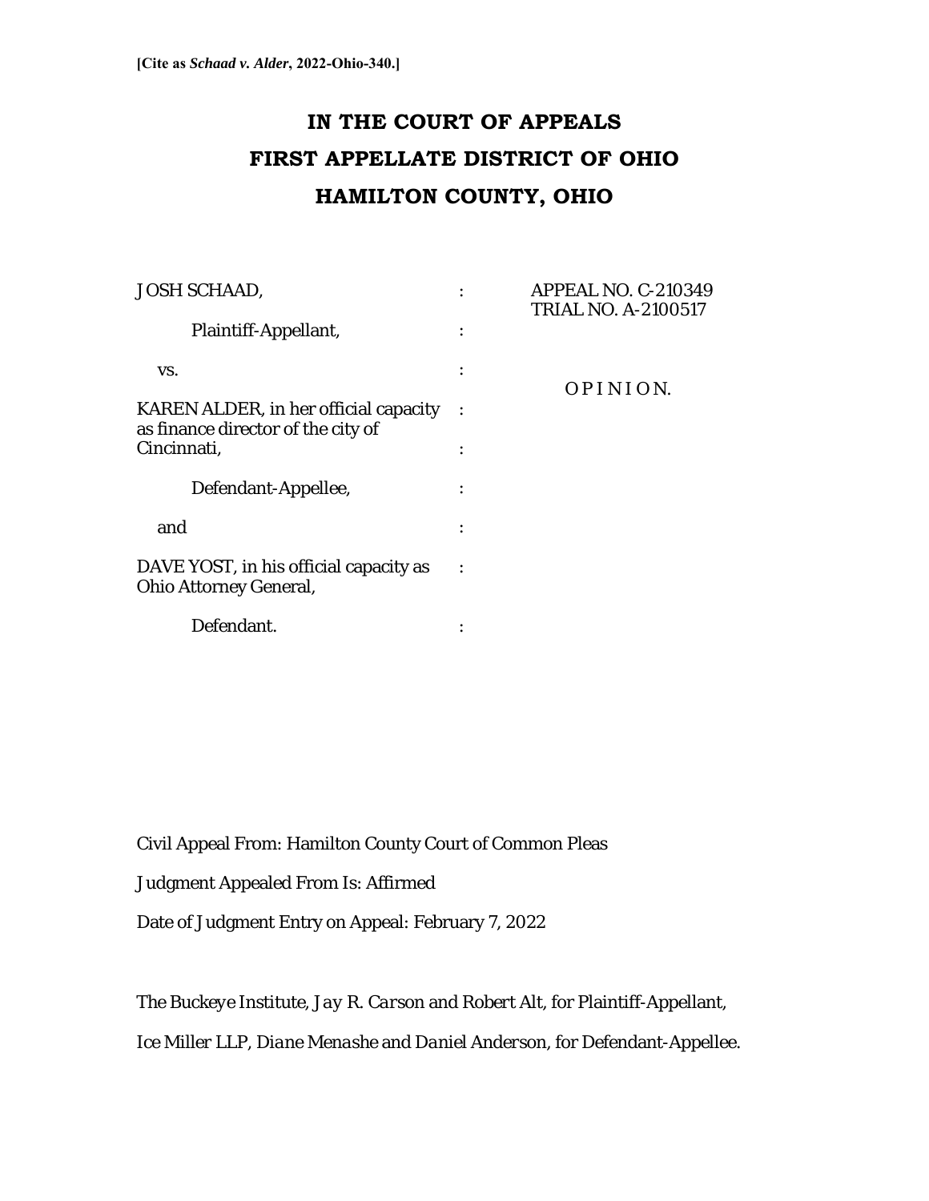**[Cite as *Schaad v. Alder*, 2022-Ohio-340.]**

# IN THE COURT OF APPEALS
# FIRST APPELLATE DISTRICT OF OHIO
# HAMILTON COUNTY, OHIO

| | | |
|---|---|---|
| JOSH SCHAAD, | : | APPEAL NO. C-210349<br>TRIAL NO. A-2100517 |
| Plaintiff-Appellant, | : | |
| vs. | : | O P I N I O N. |
| KAREN ALDER, in her official capacity as finance director of the city of Cincinnati, | : | |
| Defendant-Appellee, | : | |
| and | : | |
| DAVE YOST, in his official capacity as Ohio Attorney General, | : | |
| Defendant. | : | |

Civil Appeal From: Hamilton County Court of Common Pleas

Judgment Appealed From Is: Affirmed

Date of Judgment Entry on Appeal: February 7, 2022

The Buckeye Institute, *Jay R. Carson* and *Robert Alt*, for Plaintiff-Appellant,

Ice Miller LLP, *Diane Menashe* and *Daniel Anderson*, for Defendant-Appellee.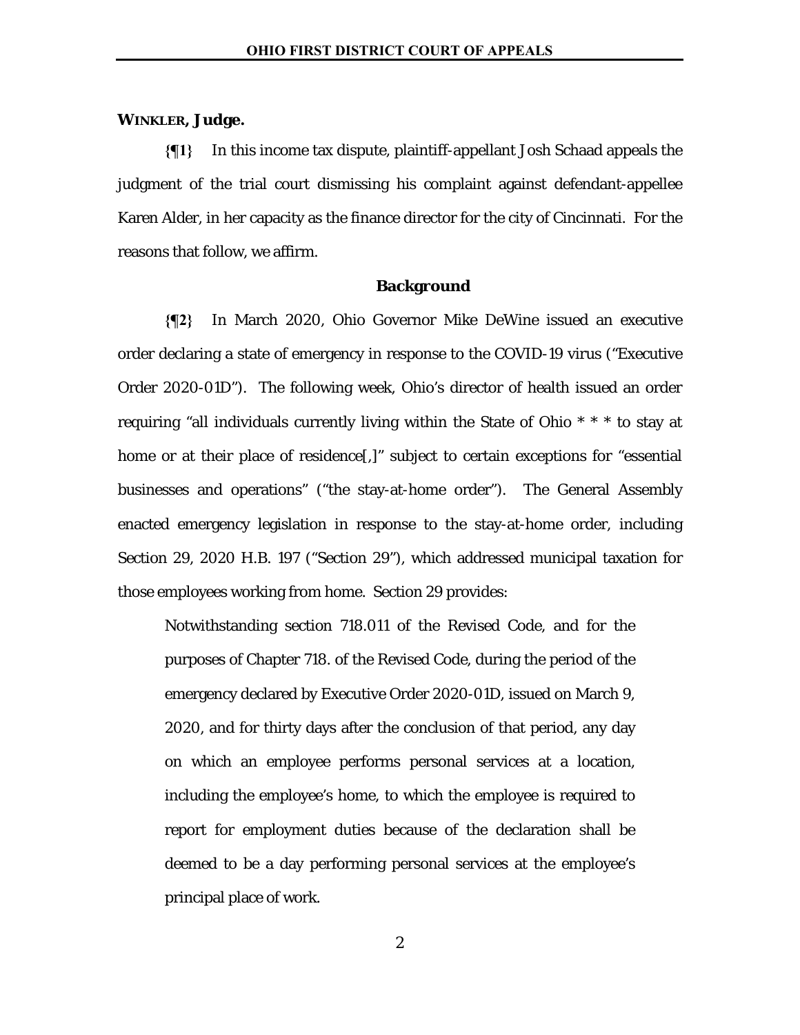**WINKLER, Judge.**

**{¶1}** In this income tax dispute, plaintiff-appellant Josh Schaad appeals the judgment of the trial court dismissing his complaint against defendant-appellee Karen Alder, in her capacity as the finance director for the city of Cincinnati. For the reasons that follow, we affirm.

## Background

**{¶2}** In March 2020, Ohio Governor Mike DeWine issued an executive order declaring a state of emergency in response to the COVID-19 virus ("Executive Order 2020-01D"). The following week, Ohio's director of health issued an order requiring "all individuals currently living within the State of Ohio * * * to stay at home or at their place of residence[,]" subject to certain exceptions for "essential businesses and operations" ("the stay-at-home order"). The General Assembly enacted emergency legislation in response to the stay-at-home order, including Section 29, 2020 H.B. 197 ("Section 29"), which addressed municipal taxation for those employees working from home. Section 29 provides:

> Notwithstanding section 718.011 of the Revised Code, and for the purposes of Chapter 718. of the Revised Code, during the period of the emergency declared by Executive Order 2020-01D, issued on March 9, 2020, and for thirty days after the conclusion of that period, any day on which an employee performs personal services at a location, including the employee's home, to which the employee is required to report for employment duties because of the declaration shall be deemed to be a day performing personal services at the employee's principal place of work.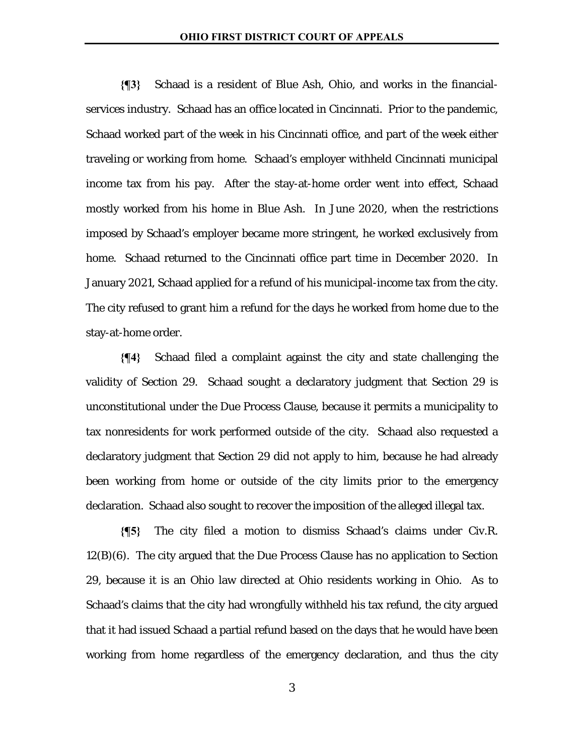**{¶3}** Schaad is a resident of Blue Ash, Ohio, and works in the financial-services industry. Schaad has an office located in Cincinnati. Prior to the pandemic, Schaad worked part of the week in his Cincinnati office, and part of the week either traveling or working from home. Schaad's employer withheld Cincinnati municipal income tax from his pay. After the stay-at-home order went into effect, Schaad mostly worked from his home in Blue Ash. In June 2020, when the restrictions imposed by Schaad's employer became more stringent, he worked exclusively from home. Schaad returned to the Cincinnati office part time in December 2020. In January 2021, Schaad applied for a refund of his municipal-income tax from the city. The city refused to grant him a refund for the days he worked from home due to the stay-at-home order.

**{¶4}** Schaad filed a complaint against the city and state challenging the validity of Section 29. Schaad sought a declaratory judgment that Section 29 is unconstitutional under the Due Process Clause, because it permits a municipality to tax nonresidents for work performed outside of the city. Schaad also requested a declaratory judgment that Section 29 did not apply to him, because he had already been working from home or outside of the city limits prior to the emergency declaration. Schaad also sought to recover the imposition of the alleged illegal tax.

**{¶5}** The city filed a motion to dismiss Schaad's claims under Civ.R. 12(B)(6). The city argued that the Due Process Clause has no application to Section 29, because it is an Ohio law directed at Ohio residents working in Ohio. As to Schaad's claims that the city had wrongfully withheld his tax refund, the city argued that it had issued Schaad a partial refund based on the days that he would have been working from home regardless of the emergency declaration, and thus the city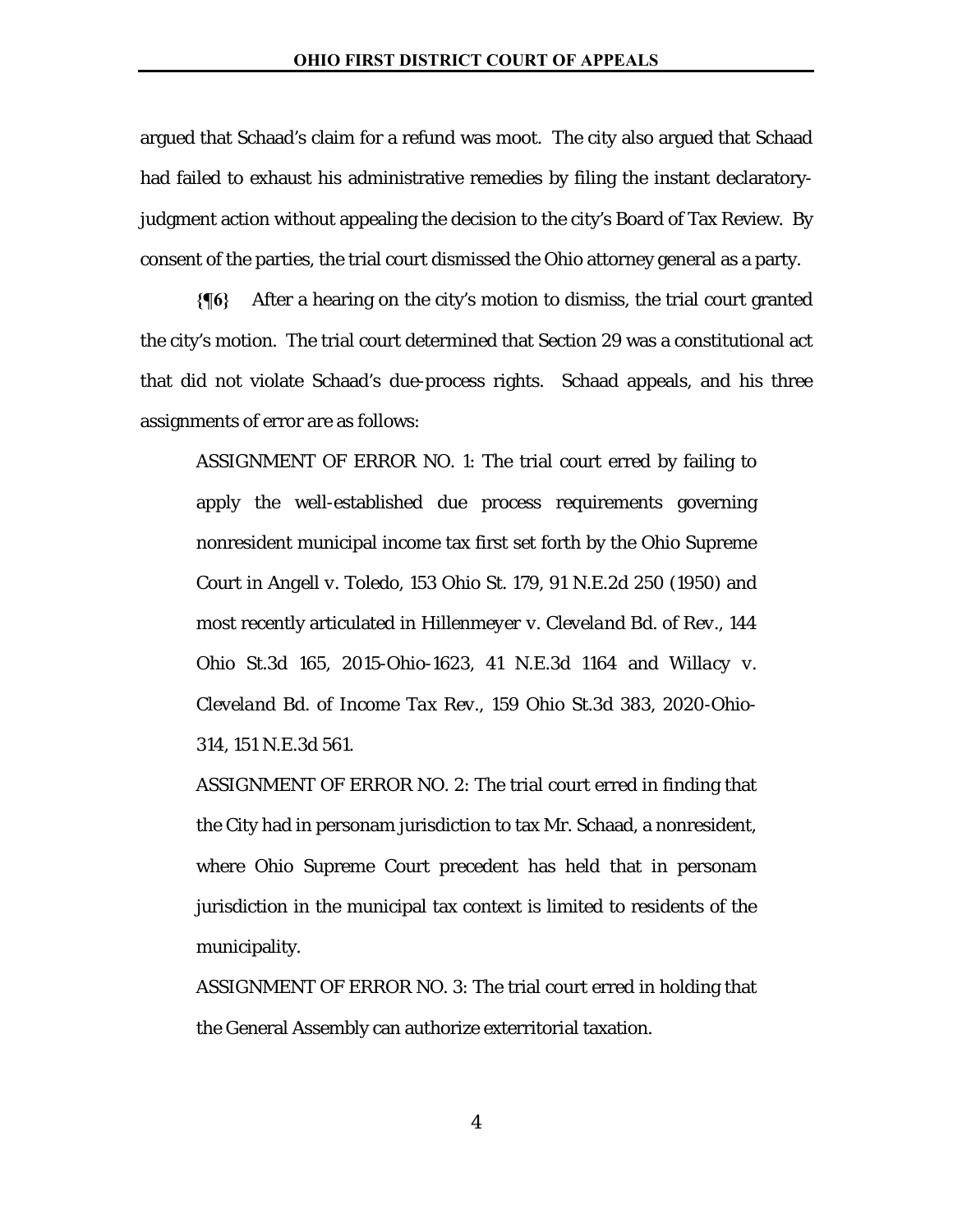argued that Schaad's claim for a refund was moot. The city also argued that Schaad had failed to exhaust his administrative remedies by filing the instant declaratory-judgment action without appealing the decision to the city's Board of Tax Review. By consent of the parties, the trial court dismissed the Ohio attorney general as a party.

**{¶6}** After a hearing on the city's motion to dismiss, the trial court granted the city's motion. The trial court determined that Section 29 was a constitutional act that did not violate Schaad's due-process rights. Schaad appeals, and his three assignments of error are as follows:

> ASSIGNMENT OF ERROR NO. 1: The trial court erred by failing to apply the well-established due process requirements governing nonresident municipal income tax first set forth by the Ohio Supreme Court in Angell v. Toledo, 153 Ohio St. 179, 91 N.E.2d 250 (1950) and most recently articulated in *Hillenmeyer v. Cleveland Bd. of Rev.*, 144 Ohio St.3d 165, 2015-Ohio-1623, 41 N.E.3d 1164 and *Willacy v. Cleveland Bd. of Income Tax Rev.*, 159 Ohio St.3d 383, 2020-Ohio-314, 151 N.E.3d 561.
>
> ASSIGNMENT OF ERROR NO. 2: The trial court erred in finding that the City had in personam jurisdiction to tax Mr. Schaad, a nonresident, where Ohio Supreme Court precedent has held that in personam jurisdiction in the municipal tax context is limited to residents of the municipality.
>
> ASSIGNMENT OF ERROR NO. 3: The trial court erred in holding that the General Assembly can authorize exterritorial taxation.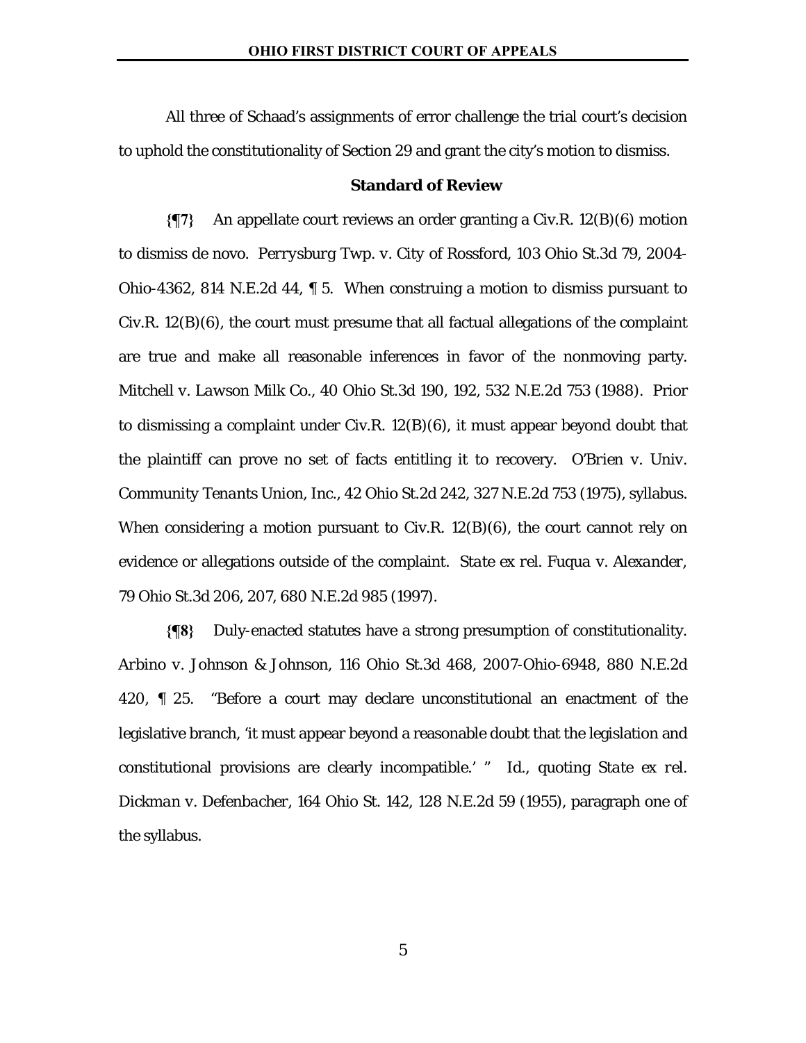All three of Schaad's assignments of error challenge the trial court's decision to uphold the constitutionality of Section 29 and grant the city's motion to dismiss.

**Standard of Review**

**{¶7}** An appellate court reviews an order granting a Civ.R. 12(B)(6) motion to dismiss de novo. *Perrysburg Twp. v. City of Rossford*, 103 Ohio St.3d 79, 2004-Ohio-4362, 814 N.E.2d 44, ¶ 5. When construing a motion to dismiss pursuant to Civ.R. 12(B)(6), the court must presume that all factual allegations of the complaint are true and make all reasonable inferences in favor of the nonmoving party. *Mitchell v. Lawson Milk Co.*, 40 Ohio St.3d 190, 192, 532 N.E.2d 753 (1988). Prior to dismissing a complaint under Civ.R. 12(B)(6), it must appear beyond doubt that the plaintiff can prove no set of facts entitling it to recovery. *O'Brien v. Univ. Community Tenants Union, Inc.*, 42 Ohio St.2d 242, 327 N.E.2d 753 (1975), syllabus. When considering a motion pursuant to Civ.R. 12(B)(6), the court cannot rely on evidence or allegations outside of the complaint. *State ex rel. Fuqua v. Alexander*, 79 Ohio St.3d 206, 207, 680 N.E.2d 985 (1997).

**{¶8}** Duly-enacted statutes have a strong presumption of constitutionality. *Arbino v. Johnson & Johnson*, 116 Ohio St.3d 468, 2007-Ohio-6948, 880 N.E.2d 420, ¶ 25. "Before a court may declare unconstitutional an enactment of the legislative branch, 'it must appear beyond a reasonable doubt that the legislation and constitutional provisions are clearly incompatible.' " *Id.*, quoting *State ex rel. Dickman v. Defenbacher*, 164 Ohio St. 142, 128 N.E.2d 59 (1955), paragraph one of the syllabus.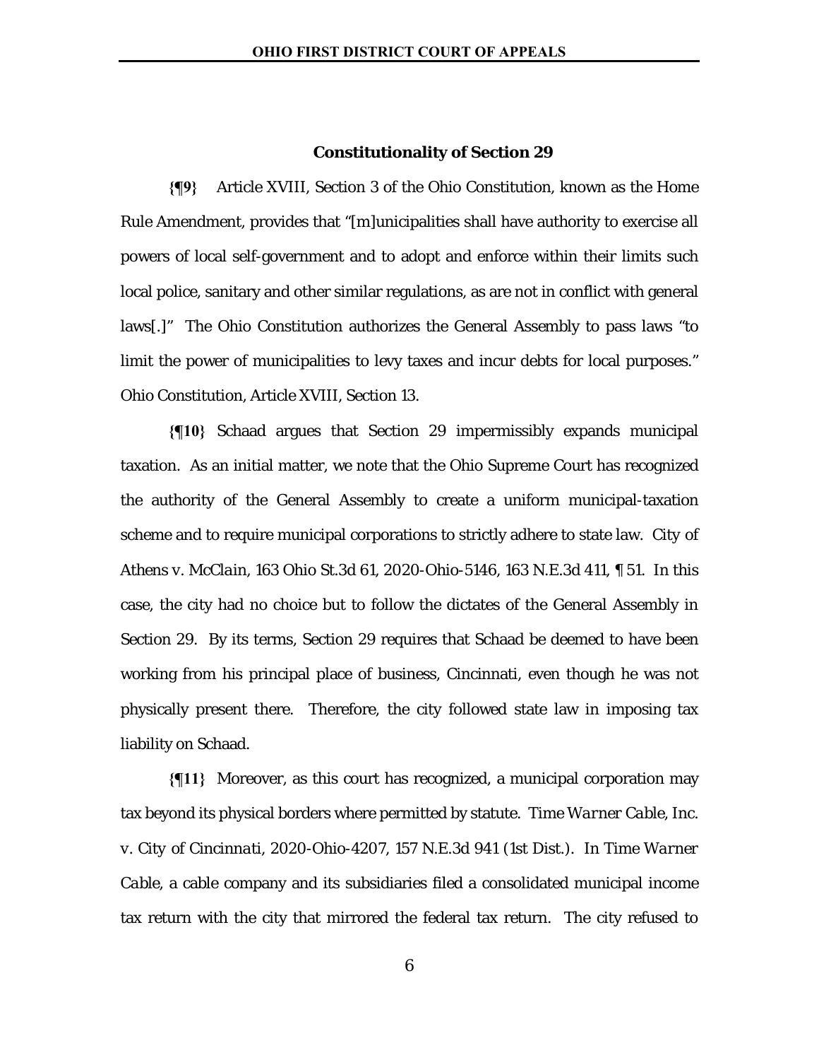### Constitutionality of Section 29

**{¶9}** Article XVIII, Section 3 of the Ohio Constitution, known as the Home Rule Amendment, provides that "[m]unicipalities shall have authority to exercise all powers of local self-government and to adopt and enforce within their limits such local police, sanitary and other similar regulations, as are not in conflict with general laws[.]" The Ohio Constitution authorizes the General Assembly to pass laws "to limit the power of municipalities to levy taxes and incur debts for local purposes." Ohio Constitution, Article XVIII, Section 13.

**{¶10}** Schaad argues that Section 29 impermissibly expands municipal taxation. As an initial matter, we note that the Ohio Supreme Court has recognized the authority of the General Assembly to create a uniform municipal-taxation scheme and to require municipal corporations to strictly adhere to state law. *City of Athens v. McClain*, 163 Ohio St.3d 61, 2020-Ohio-5146, 163 N.E.3d 411, ¶ 51. In this case, the city had no choice but to follow the dictates of the General Assembly in Section 29. By its terms, Section 29 requires that Schaad be deemed to have been working from his principal place of business, Cincinnati, even though he was not physically present there. Therefore, the city followed state law in imposing tax liability on Schaad.

**{¶11}** Moreover, as this court has recognized, a municipal corporation may tax beyond its physical borders where permitted by statute. *Time Warner Cable, Inc. v. City of Cincinnati*, 2020-Ohio-4207, 157 N.E.3d 941 (1st Dist.). In *Time Warner Cable*, a cable company and its subsidiaries filed a consolidated municipal income tax return with the city that mirrored the federal tax return. The city refused to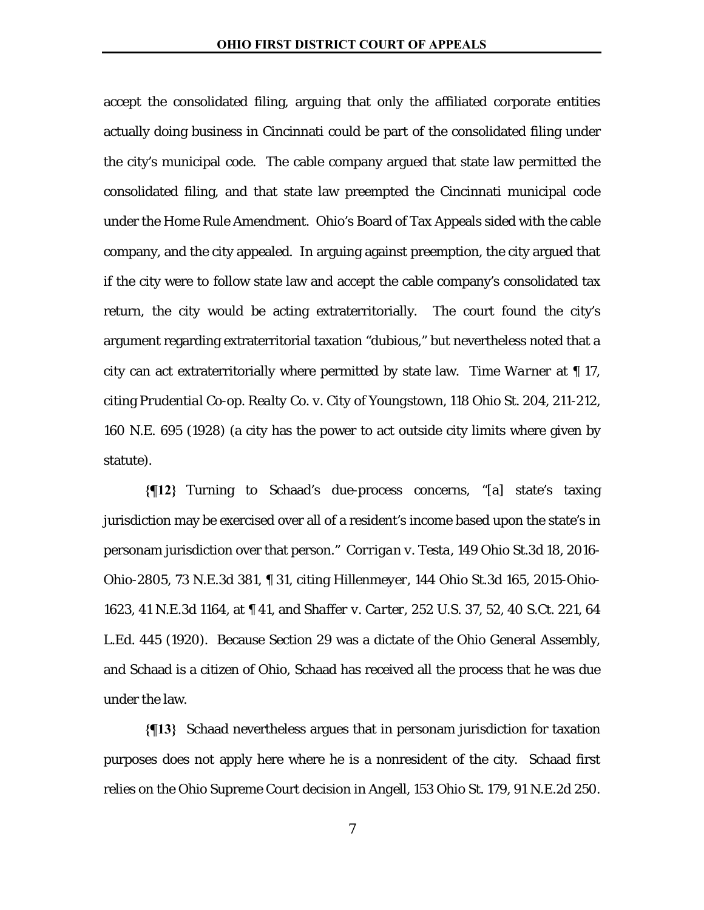accept the consolidated filing, arguing that only the affiliated corporate entities actually doing business in Cincinnati could be part of the consolidated filing under the city's municipal code. The cable company argued that state law permitted the consolidated filing, and that state law preempted the Cincinnati municipal code under the Home Rule Amendment. Ohio's Board of Tax Appeals sided with the cable company, and the city appealed. In arguing against preemption, the city argued that if the city were to follow state law and accept the cable company's consolidated tax return, the city would be acting extraterritorially. The court found the city's argument regarding extraterritorial taxation "dubious," but nevertheless noted that a city can act extraterritorially where permitted by state law. *Time Warner* at ¶ 17, citing *Prudential Co-op. Realty Co. v. City of Youngstown*, 118 Ohio St. 204, 211-212, 160 N.E. 695 (1928) (a city has the power to act outside city limits where given by statute).

**{¶12}** Turning to Schaad's due-process concerns, "[a] state's taxing jurisdiction may be exercised over all of a resident's income based upon the state's in personam jurisdiction over that person." *Corrigan v. Testa*, 149 Ohio St.3d 18, 2016-Ohio-2805, 73 N.E.3d 381, ¶ 31, citing *Hillenmeyer*, 144 Ohio St.3d 165, 2015-Ohio-1623, 41 N.E.3d 1164, at ¶ 41, and *Shaffer v. Carter*, 252 U.S. 37, 52, 40 S.Ct. 221, 64 L.Ed. 445 (1920). Because Section 29 was a dictate of the Ohio General Assembly, and Schaad is a citizen of Ohio, Schaad has received all the process that he was due under the law.

**{¶13}** Schaad nevertheless argues that in personam jurisdiction for taxation purposes does not apply here where he is a nonresident of the city. Schaad first relies on the Ohio Supreme Court decision in *Angell*, 153 Ohio St. 179, 91 N.E.2d 250.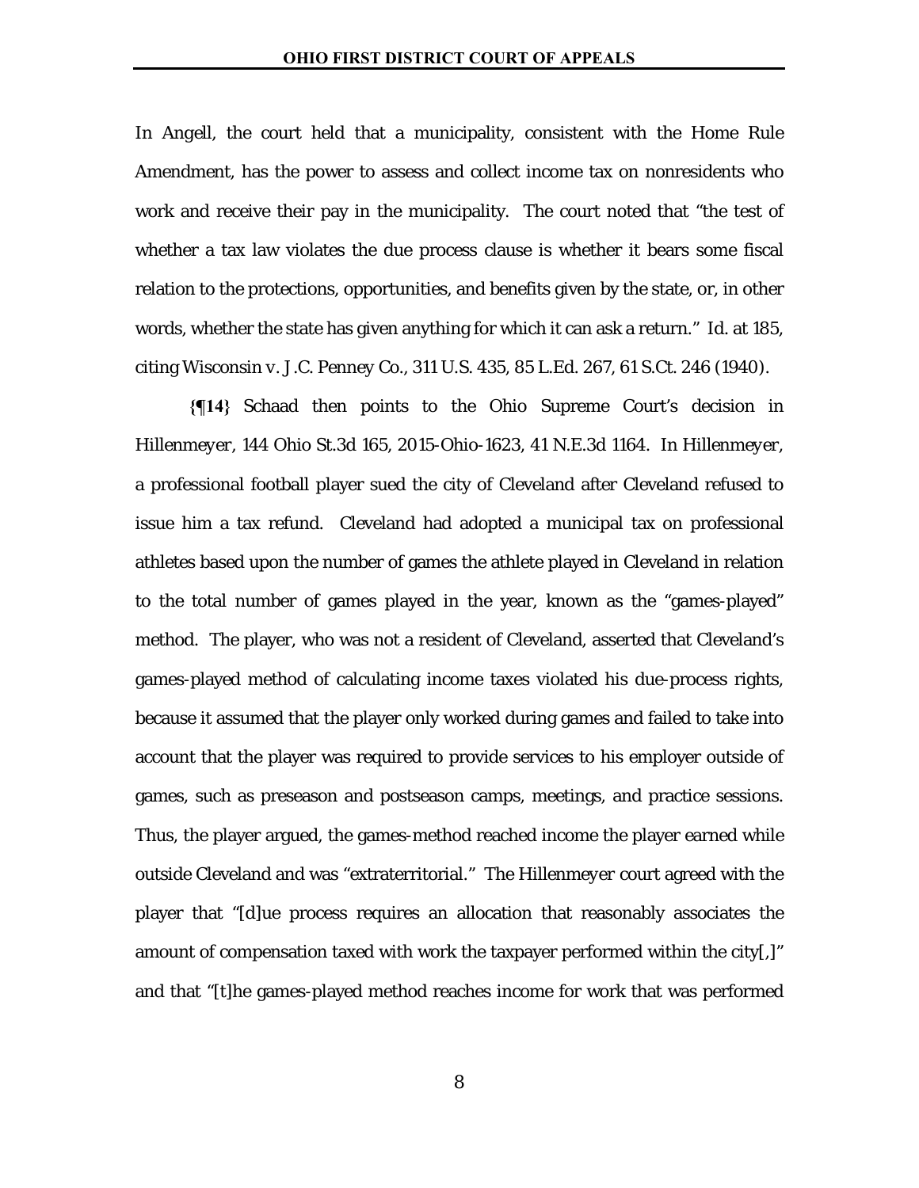In Angell, the court held that a municipality, consistent with the Home Rule Amendment, has the power to assess and collect income tax on nonresidents who work and receive their pay in the municipality. The court noted that "the test of whether a tax law violates the due process clause is whether it bears some fiscal relation to the protections, opportunities, and benefits given by the state, or, in other words, whether the state has given anything for which it can ask a return." Id. at 185, citing *Wisconsin v. J.C. Penney Co.*, 311 U.S. 435, 85 L.Ed. 267, 61 S.Ct. 246 (1940).

**{¶14}** Schaad then points to the Ohio Supreme Court's decision in *Hillenmeyer*, 144 Ohio St.3d 165, 2015-Ohio-1623, 41 N.E.3d 1164. In *Hillenmeyer*, a professional football player sued the city of Cleveland after Cleveland refused to issue him a tax refund. Cleveland had adopted a municipal tax on professional athletes based upon the number of games the athlete played in Cleveland in relation to the total number of games played in the year, known as the "games-played" method. The player, who was not a resident of Cleveland, asserted that Cleveland's games-played method of calculating income taxes violated his due-process rights, because it assumed that the player only worked during games and failed to take into account that the player was required to provide services to his employer outside of games, such as preseason and postseason camps, meetings, and practice sessions. Thus, the player argued, the games-method reached income the player earned while outside Cleveland and was "extraterritorial." The *Hillenmeyer* court agreed with the player that "[d]ue process requires an allocation that reasonably associates the amount of compensation taxed with work the taxpayer performed within the city[,]" and that "[t]he games-played method reaches income for work that was performed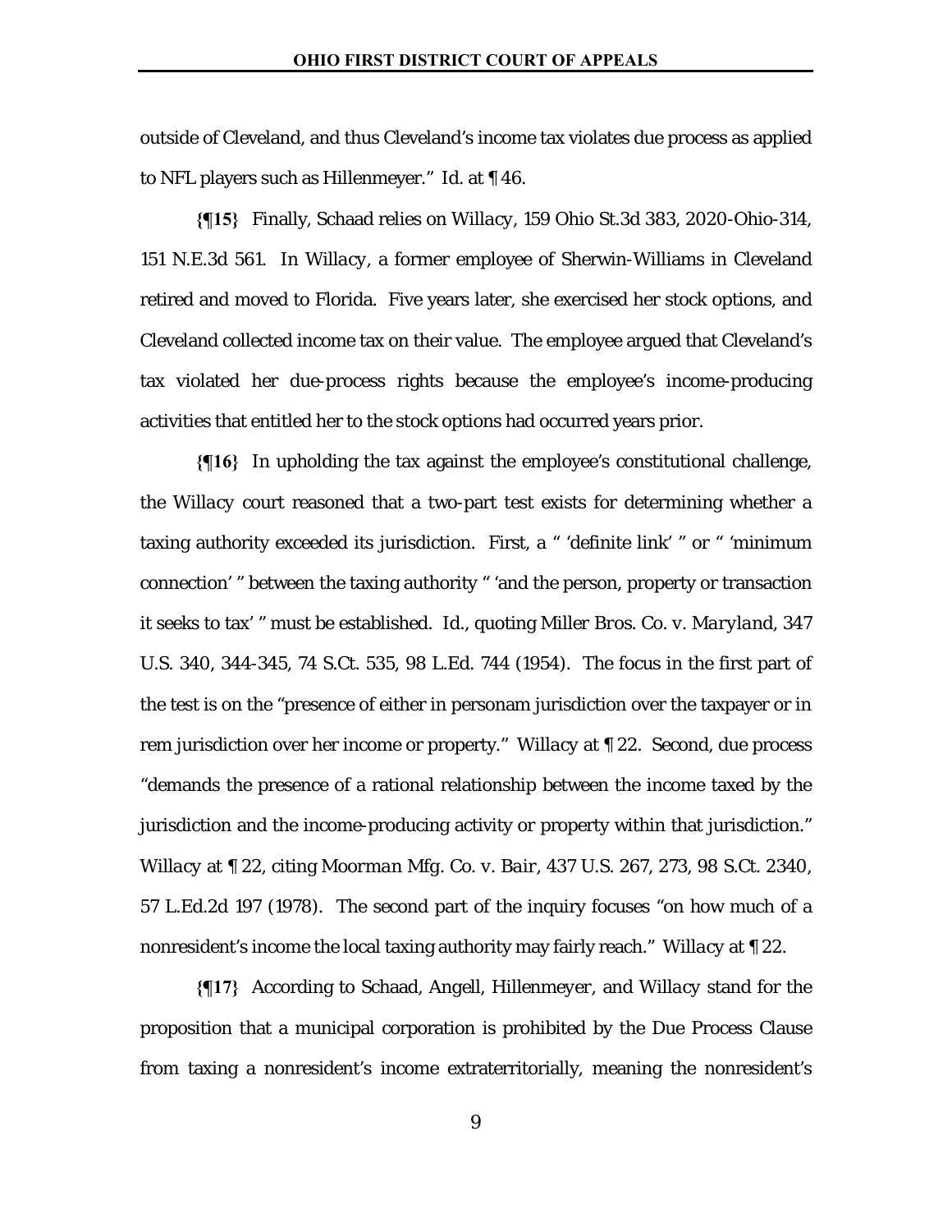outside of Cleveland, and thus Cleveland's income tax violates due process as applied to NFL players such as Hillenmeyer." *Id.* at ¶ 46.

**{¶15}** Finally, Schaad relies on *Willacy*, 159 Ohio St.3d 383, 2020-Ohio-314, 151 N.E.3d 561. In *Willacy*, a former employee of Sherwin-Williams in Cleveland retired and moved to Florida. Five years later, she exercised her stock options, and Cleveland collected income tax on their value. The employee argued that Cleveland's tax violated her due-process rights because the employee's income-producing activities that entitled her to the stock options had occurred years prior.

**{¶16}** In upholding the tax against the employee's constitutional challenge, the *Willacy* court reasoned that a two-part test exists for determining whether a taxing authority exceeded its jurisdiction. First, a " 'definite link' " or " 'minimum connection' " between the taxing authority " 'and the person, property or transaction it seeks to tax' " must be established. *Id.*, quoting *Miller Bros. Co. v. Maryland*, 347 U.S. 340, 344-345, 74 S.Ct. 535, 98 L.Ed. 744 (1954). The focus in the first part of the test is on the "presence of either in personam jurisdiction over the taxpayer or in rem jurisdiction over her income or property." *Willacy* at ¶ 22. Second, due process "demands the presence of a rational relationship between the income taxed by the jurisdiction and the income-producing activity or property within that jurisdiction." *Willacy* at ¶ 22, citing *Moorman Mfg. Co. v. Bair*, 437 U.S. 267, 273, 98 S.Ct. 2340, 57 L.Ed.2d 197 (1978). The second part of the inquiry focuses "on how much of a nonresident's income the local taxing authority may fairly reach." *Willacy* at ¶ 22.

**{¶17}** According to Schaad, *Angell*, *Hillenmeyer*, and *Willacy* stand for the proposition that a municipal corporation is prohibited by the Due Process Clause from taxing a nonresident's income extraterritorially, meaning the nonresident's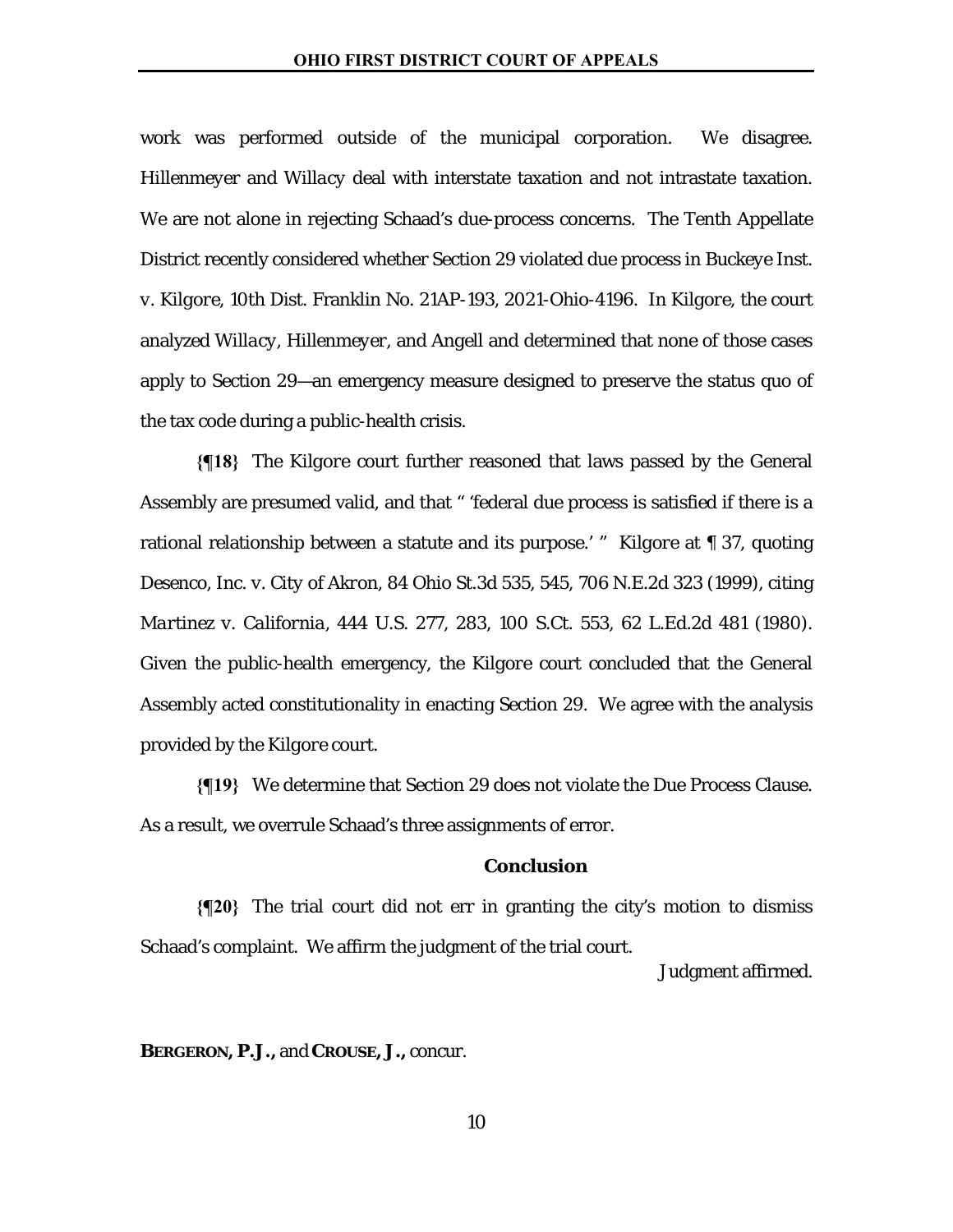work was performed outside of the municipal corporation. We disagree. *Hillenmeyer* and *Willacy* deal with interstate taxation and not intrastate taxation. We are not alone in rejecting Schaad's due-process concerns. The Tenth Appellate District recently considered whether Section 29 violated due process in *Buckeye Inst. v. Kilgore*, 10th Dist. Franklin No. 21AP-193, 2021-Ohio-4196. In *Kilgore*, the court analyzed *Willacy*, *Hillenmeyer*, and *Angell* and determined that none of those cases apply to Section 29—an emergency measure designed to preserve the status quo of the tax code during a public-health crisis.

**{¶18}** The *Kilgore* court further reasoned that laws passed by the General Assembly are presumed valid, and that " 'federal due process is satisfied if there is a rational relationship between a statute and its purpose.' " *Kilgore* at ¶ 37, quoting *Desenco, Inc. v. City of Akron*, 84 Ohio St.3d 535, 545, 706 N.E.2d 323 (1999), citing *Martinez v. California*, 444 U.S. 277, 283, 100 S.Ct. 553, 62 L.Ed.2d 481 (1980). Given the public-health emergency, the *Kilgore* court concluded that the General Assembly acted constitutionality in enacting Section 29. We agree with the analysis provided by the *Kilgore* court.

**{¶19}** We determine that Section 29 does not violate the Due Process Clause. As a result, we overrule Schaad's three assignments of error.

**Conclusion**

**{¶20}** The trial court did not err in granting the city's motion to dismiss Schaad's complaint. We affirm the judgment of the trial court.

Judgment affirmed.

**BERGERON, P.J.,** and **CROUSE, J.,** concur.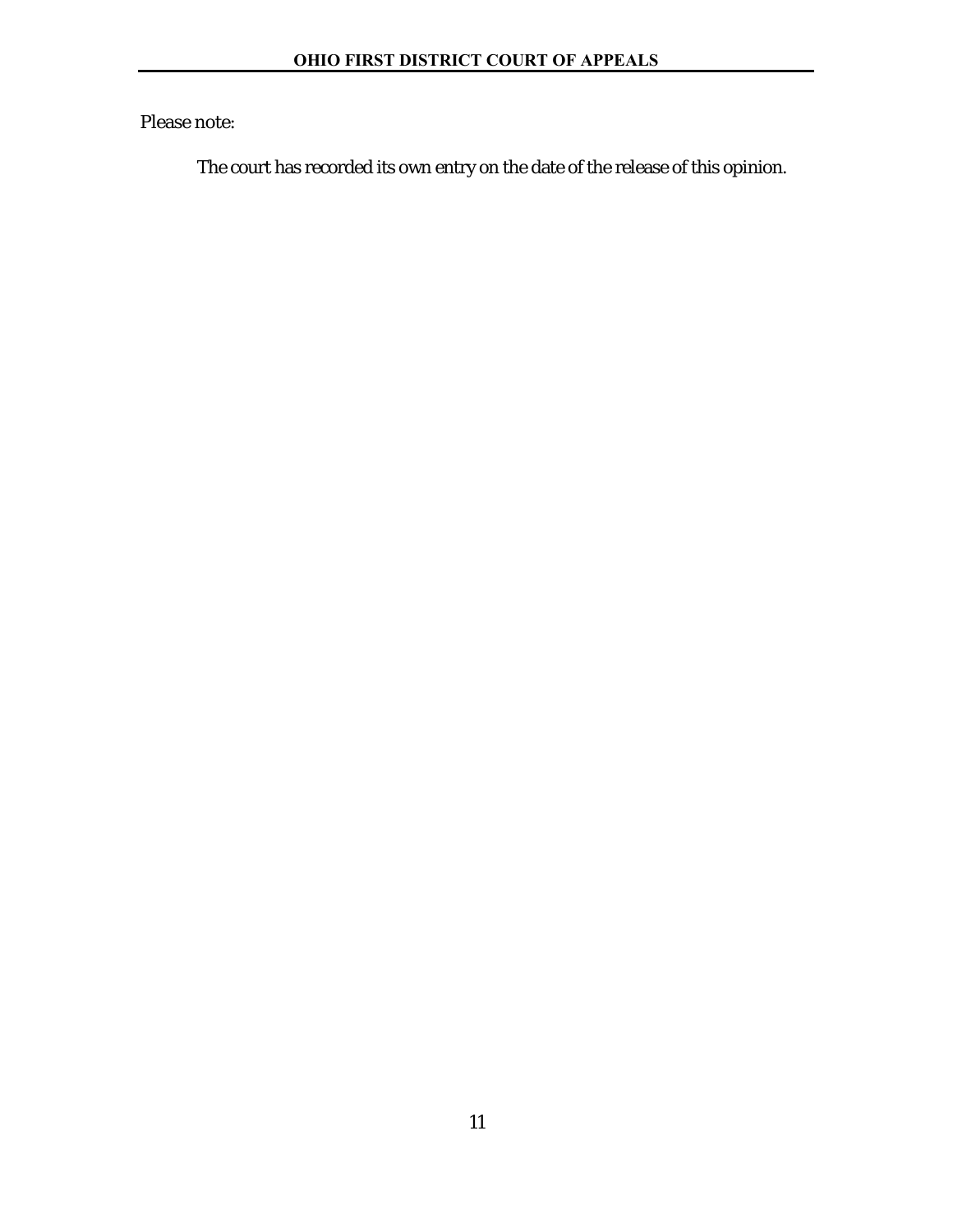Please note:

The court has recorded its own entry on the date of the release of this opinion.